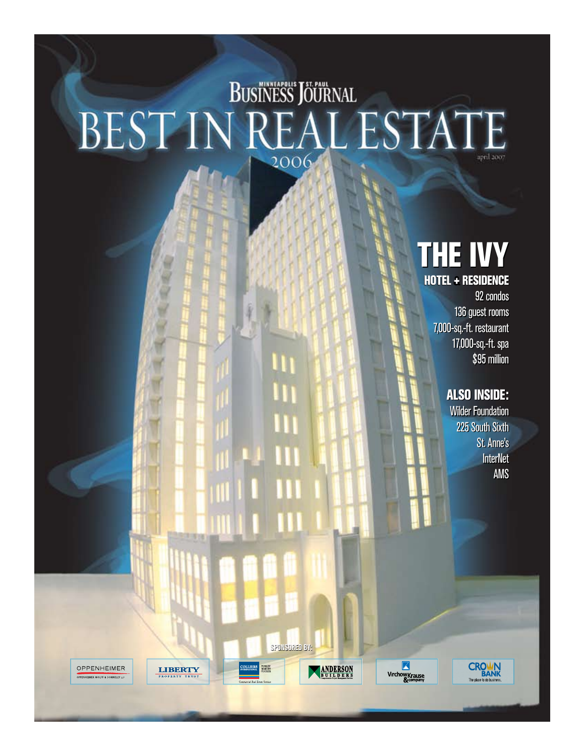MINNEAPOLIS | ST. PAUL BUSINESS JOURNAL

# BEST IN REAL ESTATE 2006

april 2007

## THE IVY

### HOTEL + RESIDENCE

92 condos
136 guest rooms
7,000-sq.-ft. restaurant
17,000-sq.-ft. spa
$95 million

### ALSO INSIDE:

Wilder Foundation
225 South Sixth
St. Anne's
InterNet
AMS

SPONSORED BY:

OPPENHEIMER — OPPENHEIMER WOLFF & DONNELLY LLP
LIBERTY PROPERTY TRUST
COLLIERS INTERNATIONAL TURLEY MARTIN TUCKER — Commercial Real Estate Services
ANDERSON BUILDERS
Virchow Krause & company
CROWN BANK — The place to do business.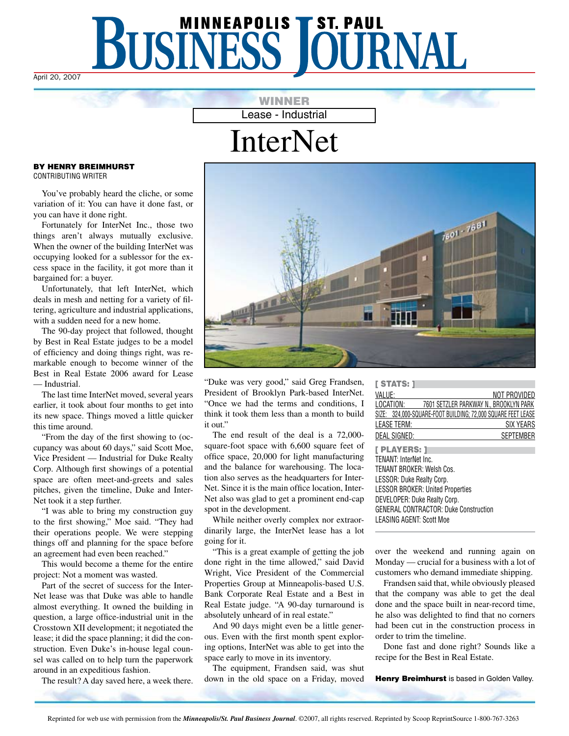# MINNEAPOLIS ST. PAUL BUSINESS JOURNAL

April 20, 2007

WINNER

Lease - Industrial

# InterNet

**BY HENRY BREIMHURST**
CONTRIBUTING WRITER

You've probably heard the cliche, or some variation of it: You can have it done fast, or you can have it done right.

Fortunately for InterNet Inc., those two things aren't always mutually exclusive. When the owner of the building InterNet was occupying looked for a sublessor for the excess space in the facility, it got more than it bargained for: a buyer.

Unfortunately, that left InterNet, which deals in mesh and netting for a variety of filtering, agriculture and industrial applications, with a sudden need for a new home.

The 90-day project that followed, thought by Best in Real Estate judges to be a model of efficiency and doing things right, was remarkable enough to become winner of the Best in Real Estate 2006 award for Lease — Industrial.

The last time InterNet moved, several years earlier, it took about four months to get into its new space. Things moved a little quicker this time around.

"From the day of the first showing to (occupancy was about 60 days," said Scott Moe, Vice President — Industrial for Duke Realty Corp. Although first showings of a potential space are often meet-and-greets and sales pitches, given the timeline, Duke and InterNet took it a step further.

"I was able to bring my construction guy to the first showing," Moe said. "They had their operations people. We were stepping things off and planning for the space before an agreement had even been reached."

This would become a theme for the entire project: Not a moment was wasted.

Part of the secret of success for the InterNet lease was that Duke was able to handle almost everything. It owned the building in question, a large office-industrial unit in the Crosstown XII development; it negotiated the lease; it did the space planning; it did the construction. Even Duke's in-house legal counsel was called on to help turn the paperwork around in an expeditious fashion.

The result? A day saved here, a week there.

"Duke was very good," said Greg Frandsen, President of Brooklyn Park-based InterNet. "Once we had the terms and conditions, I think it took them less than a month to build it out."

The end result of the deal is a 72,000-square-foot space with 6,600 square feet of office space, 20,000 for light manufacturing and the balance for warehousing. The location also serves as the headquarters for InterNet. Since it is the main office location, InterNet also was glad to get a prominent end-cap spot in the development.

While neither overly complex nor extraordinarily large, the InterNet lease has a lot going for it.

"This is a great example of getting the job done right in the time allowed," said David Wright, Vice President of the Commercial Properties Group at Minneapolis-based U.S. Bank Corporate Real Estate and a Best in Real Estate judge. "A 90-day turnaround is absolutely unheard of in real estate."

And 90 days might even be a little generous. Even with the first month spent exploring options, InterNet was able to get into the space early to move in its inventory.

The equipment, Frandsen said, was shut down in the old space on a Friday, moved over the weekend and running again on Monday — crucial for a business with a lot of customers who demand immediate shipping.

Frandsen said that, while obviously pleased that the company was able to get the deal done and the space built in near-record time, he also was delighted to find that no corners had been cut in the construction process in order to trim the timeline.

Done fast and done right? Sounds like a recipe for the Best in Real Estate.

**[ STATS: ]**

| | |
|---|---|
| VALUE: | NOT PROVIDED |
| LOCATION: | 7601 SETZLER PARKWAY N., BROOKLYN PARK |
| SIZE: | 324,000-SQUARE-FOOT BUILDING; 72,000 SQUARE FEET LEASE |
| LEASE TERM: | SIX YEARS |
| DEAL SIGNED: | SEPTEMBER |

**[ PLAYERS: ]**

TENANT: InterNet Inc.
TENANT BROKER: Welsh Cos.
LESSOR: Duke Realty Corp.
LESSOR BROKER: United Properties
DEVELOPER: Duke Realty Corp.
GENERAL CONTRACTOR: Duke Construction
LEASING AGENT: Scott Moe

**Henry Breimhurst** is based in Golden Valley.

Reprinted for web use with permission from the *Minneapolis/St. Paul Business Journal*. ©2007, all rights reserved. Reprinted by Scoop ReprintSource 1-800-767-3263